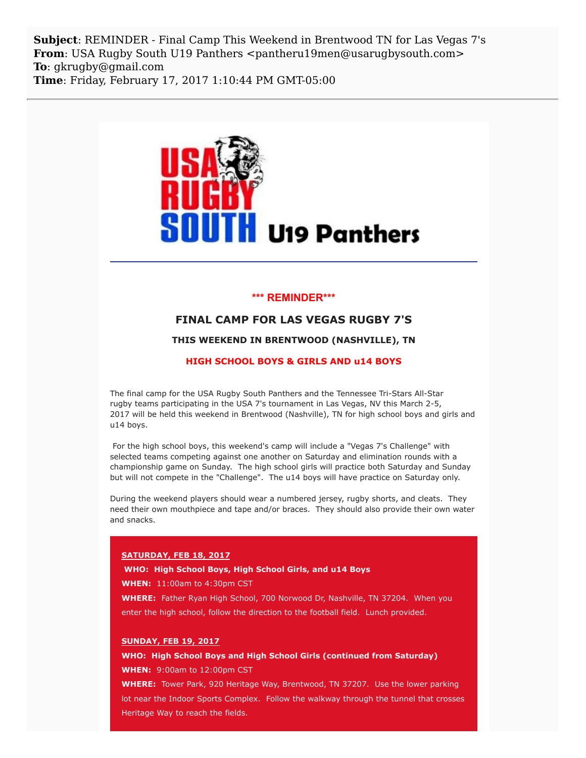**Subject**: REMINDER - Final Camp This Weekend in Brentwood TN for Las Vegas 7's
**From**: USA Rugby South U19 Panthers <pantheru19men@usarugbysouth.com>
**To**: gkrugby@gmail.com
**Time**: Friday, February 17, 2017 1:10:44 PM GMT-05:00

USA RUGBY SOUTH U19 Panthers

**\*\*\* REMINDER\*\*\***

## FINAL CAMP FOR LAS VEGAS RUGBY 7'S

### THIS WEEKEND IN BRENTWOOD (NASHVILLE), TN

### HIGH SCHOOL BOYS & GIRLS AND u14 BOYS

The final camp for the USA Rugby South Panthers and the Tennessee Tri-Stars All-Star rugby teams participating in the USA 7's tournament in Las Vegas, NV this March 2-5, 2017 will be held this weekend in Brentwood (Nashville), TN for high school boys and girls and u14 boys.

For the high school boys, this weekend's camp will include a "Vegas 7's Challenge" with selected teams competing against one another on Saturday and elimination rounds with a championship game on Sunday. The high school girls will practice both Saturday and Sunday but will not compete in the "Challenge". The u14 boys will have practice on Saturday only.

During the weekend players should wear a numbered jersey, rugby shorts, and cleats. They need their own mouthpiece and tape and/or braces. They should also provide their own water and snacks.

**SATURDAY, FEB 18, 2017**

**WHO: High School Boys, High School Girls, and u14 Boys**

**WHEN:** 11:00am to 4:30pm CST

**WHERE:** Father Ryan High School, 700 Norwood Dr, Nashville, TN 37204. When you enter the high school, follow the direction to the football field. Lunch provided.

**SUNDAY, FEB 19, 2017**

**WHO: High School Boys and High School Girls (continued from Saturday)**

**WHEN:** 9:00am to 12:00pm CST

**WHERE:** Tower Park, 920 Heritage Way, Brentwood, TN 37207. Use the lower parking lot near the Indoor Sports Complex. Follow the walkway through the tunnel that crosses Heritage Way to reach the fields.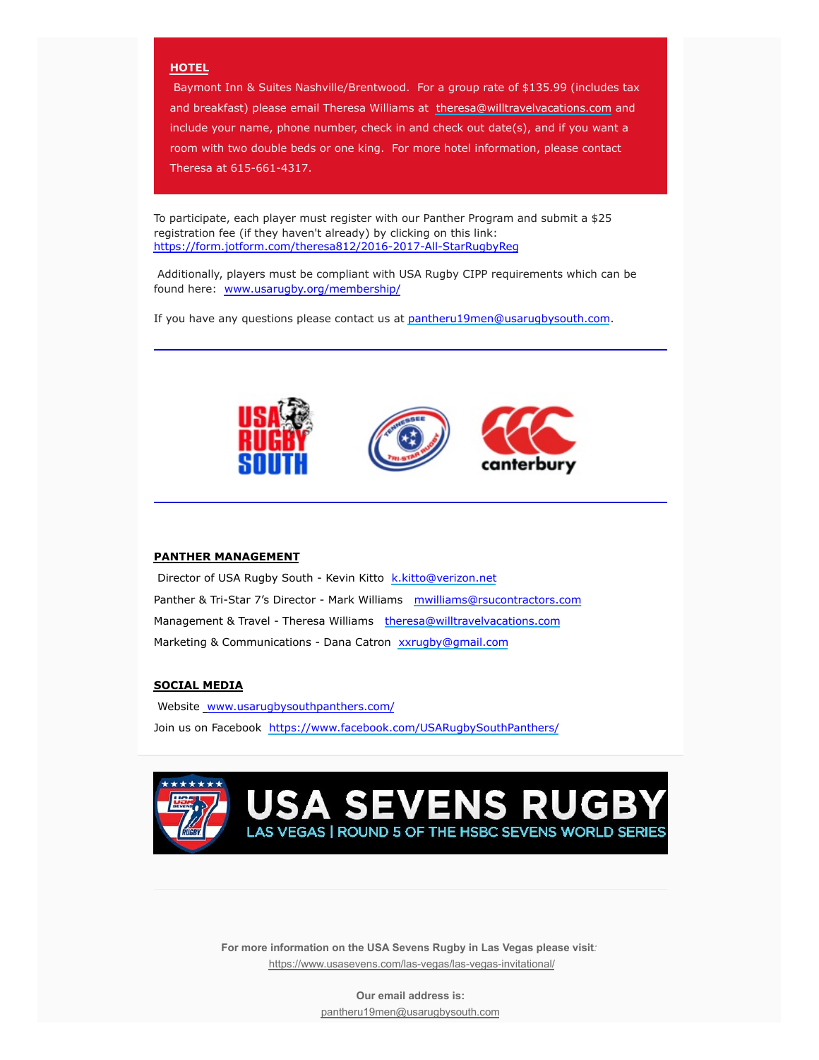## HOTEL

Baymont Inn & Suites Nashville/Brentwood. For a group rate of $135.99 (includes tax and breakfast) please email Theresa Williams at theresa@willtravelvacations.com and include your name, phone number, check in and check out date(s), and if you want a room with two double beds or one king. For more information, please contact Theresa at 615-661-4317.

To participate, each player must register with our Panther Program and submit a $25 registration fee (if they haven't already) by clicking on this link: https://form.jotform.com/theresa812/2016-2017-All-StarRugbyReg

Additionally, players must be compliant with USA Rugby CIPP requirements which can be found here: www.usarugby.org/membership/

If you have any questions please contact us at pantheru19men@usarugbysouth.com.

---

---

## PANTHER MANAGEMENT

Director of USA Rugby South - Kevin Kitto k.kitto@verizon.net

Panther & Tri-Star 7's Director - Mark Williams mwilliams@rsucontractors.com

Management & Travel - Theresa Williams theresa@willtravelvacations.com

Marketing & Communications - Dana Catron xxrugby@gmail.com

## SOCIAL MEDIA

Website www.usarugbysouthpanthers.com/

Join us on Facebook https://www.facebook.com/USARugbySouthPanthers/

USA SEVENS RUGBY
LAS VEGAS | ROUND 5 OF THE HSBC SEVENS WORLD SERIES

**For more information on the USA Sevens Rugby in Las Vegas please visit:**
https://www.usasevens.com/las-vegas/las-vegas-invitational/

**Our email address is:**
pantheru19men@usarugbysouth.com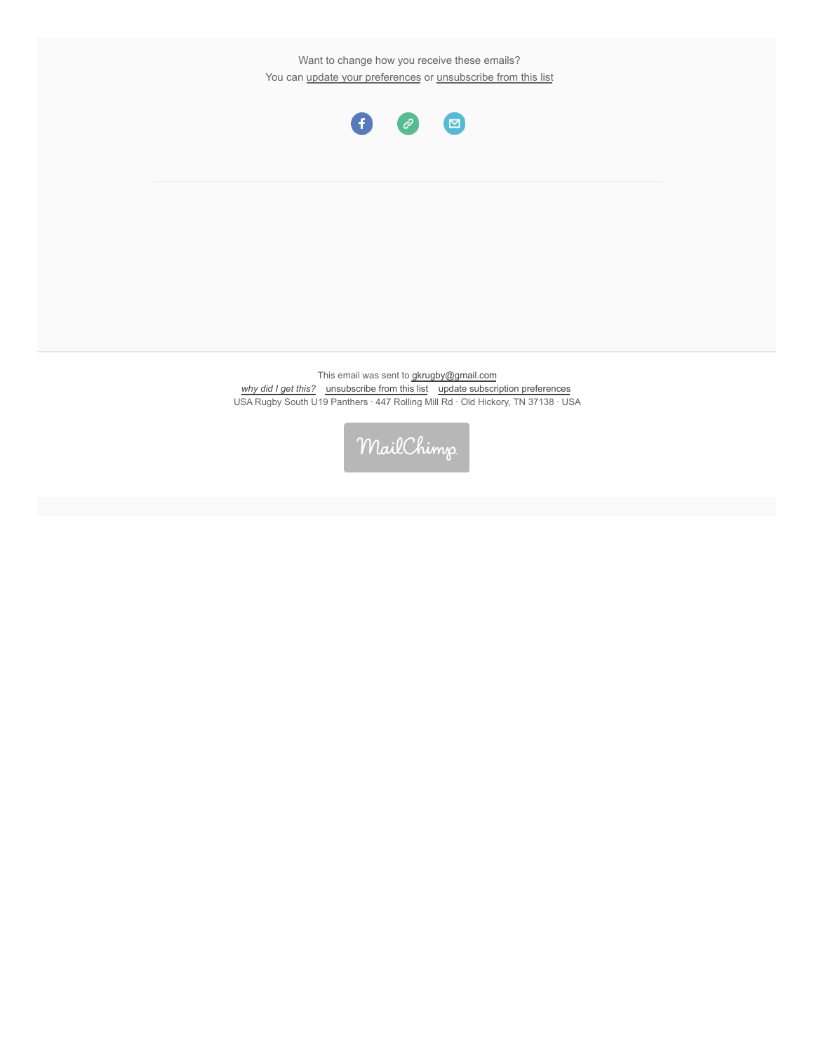Want to change how you receive these emails?
You can update your preferences or unsubscribe from this list

This email was sent to gkrugby@gmail.com
*why did I get this?* unsubscribe from this list update subscription preferences
USA Rugby South U19 Panthers · 447 Rolling Mill Rd · Old Hickory, TN 37138 · USA